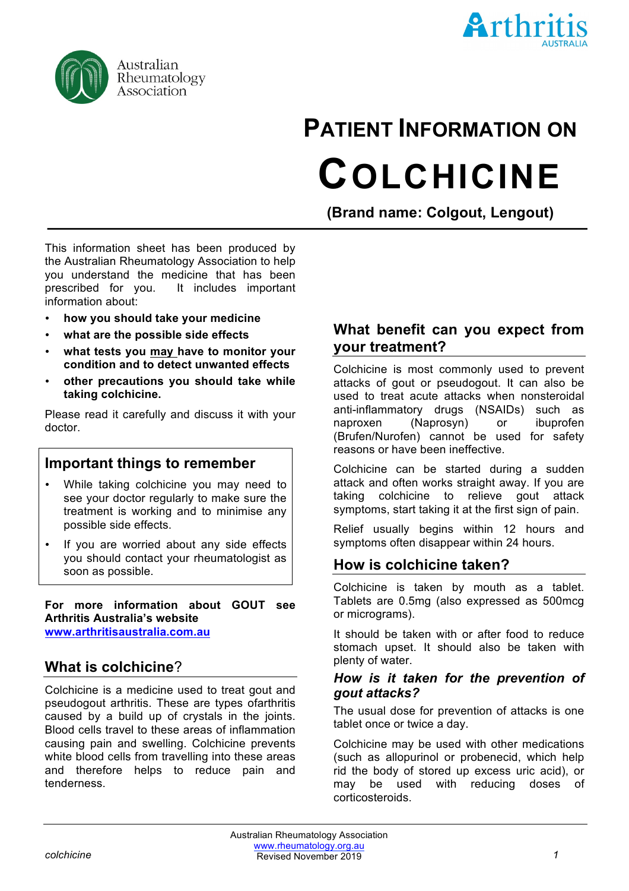Australian Rheumatology Association

Arthritis AUSTRALIA

# PATIENT INFORMATION ON

# COLCHICINE

**(Brand name: Colgout, Lengout)**

This information sheet has been produced by the Australian Rheumatology Association to help you understand the medicine that has been prescribed for you. It includes important information about:

- **how you should take your medicine**
- **what are the possible side effects**
- **what tests you may have to monitor your condition and to detect unwanted effects**
- **other precautions you should take while taking colchicine.**

Please read it carefully and discuss it with your doctor.

## Important things to remember

- While taking colchicine you may need to see your doctor regularly to make sure the treatment is working and to minimise any possible side effects.
- If you are worried about any side effects you should contact your rheumatologist as soon as possible.

**For more information about GOUT see Arthritis Australia's website [www.arthritisaustralia.com.au](http://www.arthritisaustralia.com.au)**

## What is colchicine?

Colchicine is a medicine used to treat gout and pseudogout arthritis. These are types ofarthritis caused by a build up of crystals in the joints. Blood cells travel to these areas of inflammation causing pain and swelling. Colchicine prevents white blood cells from travelling into these areas and therefore helps to reduce pain and tenderness.

## What benefit can you expect from your treatment?

Colchicine is most commonly used to prevent attacks of gout or pseudogout. It can also be used to treat acute attacks when nonsteroidal anti-inflammatory drugs (NSAIDs) such as naproxen (Naprosyn) or ibuprofen (Brufen/Nurofen) cannot be used for safety reasons or have been ineffective.

Colchicine can be started during a sudden attack and often works straight away. If you are taking colchicine to relieve gout attack symptoms, start taking it at the first sign of pain.

Relief usually begins within 12 hours and symptoms often disappear within 24 hours.

## How is colchicine taken?

Colchicine is taken by mouth as a tablet. Tablets are 0.5mg (also expressed as 500mcg or micrograms).

It should be taken with or after food to reduce stomach upset. It should also be taken with plenty of water.

### *How is it taken for the prevention of gout attacks?*

The usual dose for prevention of attacks is one tablet once or twice a day.

Colchicine may be used with other medications (such as allopurinol or probenecid, which help rid the body of stored up excess uric acid), or may be used with reducing doses of corticosteroids.

Australian Rheumatology Association
[www.rheumatology.org.au](http://www.rheumatology.org.au)
Revised November 2019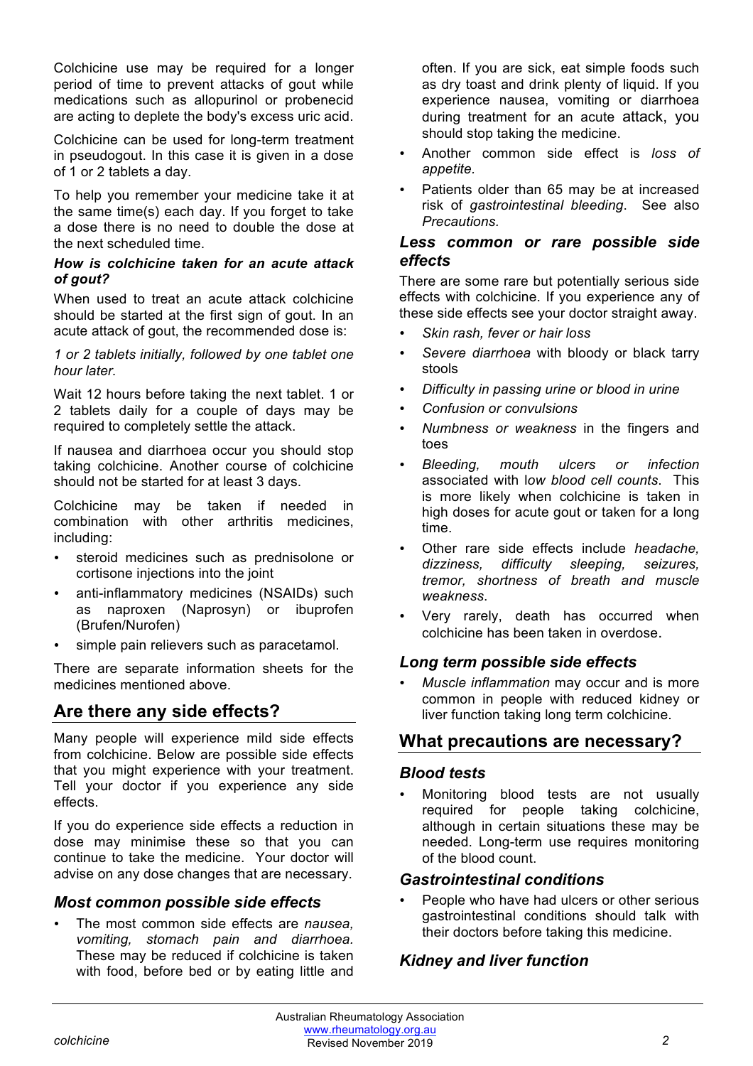Colchicine use may be required for a longer period of time to prevent attacks of gout while medications such as allopurinol or probenecid are acting to deplete the body's excess uric acid.

Colchicine can be used for long-term treatment in pseudogout. In this case it is given in a dose of 1 or 2 tablets a day.

To help you remember your medicine take it at the same time(s) each day. If you forget to take a dose there is no need to double the dose at the next scheduled time.

***How is colchicine taken for an acute attack of gout?***

When used to treat an acute attack colchicine should be started at the first sign of gout. In an acute attack of gout, the recommended dose is:

*1 or 2 tablets initially, followed by one tablet one hour later.*

Wait 12 hours before taking the next tablet. 1 or 2 tablets daily for a couple of days may be required to completely settle the attack.

If nausea and diarrhoea occur you should stop taking colchicine. Another course of colchicine should not be started for at least 3 days.

Colchicine may be taken if needed in combination with other arthritis medicines, including:

- steroid medicines such as prednisolone or cortisone injections into the joint
- anti-inflammatory medicines (NSAIDs) such as naproxen (Naprosyn) or ibuprofen (Brufen/Nurofen)
- simple pain relievers such as paracetamol.

There are separate information sheets for the medicines mentioned above.

## Are there any side effects?

Many people will experience mild side effects from colchicine. Below are possible side effects that you might experience with your treatment. Tell your doctor if you experience any side effects.

If you do experience side effects a reduction in dose may minimise these so that you can continue to take the medicine. Your doctor will advise on any dose changes that are necessary.

### *Most common possible side effects*

- The most common side effects are *nausea, vomiting, stomach pain and diarrhoea.* These may be reduced if colchicine is taken with food, before bed or by eating little and often. If you are sick, eat simple foods such as dry toast and drink plenty of liquid. If you experience nausea, vomiting or diarrhoea during treatment for an acute attack, you should stop taking the medicine.
- Another common side effect is *loss of appetite*.
- Patients older than 65 may be at increased risk of *gastrointestinal bleeding*. See also *Precautions*.

### *Less common or rare possible side effects*

There are some rare but potentially serious side effects with colchicine. If you experience any of these side effects see your doctor straight away.

- *Skin rash, fever or hair loss*
- *Severe diarrhoea* with bloody or black tarry stools
- *Difficulty in passing urine or blood in urine*
- *Confusion or convulsions*
- *Numbness or weakness* in the fingers and toes
- *Bleeding, mouth ulcers or infection* associated with l*ow blood cell counts*. This is more likely when colchicine is taken in high doses for acute gout or taken for a long time.
- Other rare side effects include *headache, dizziness, difficulty sleeping, seizures, tremor, shortness of breath and muscle weakness*.
- Very rarely, death has occurred when colchicine has been taken in overdose.

### *Long term possible side effects*

- *Muscle inflammation* may occur and is more common in people with reduced kidney or liver function taking long term colchicine.

## What precautions are necessary?

### *Blood tests*

- Monitoring blood tests are not usually required for people taking colchicine, although in certain situations these may be needed. Long-term use requires monitoring of the blood count.

### *Gastrointestinal conditions*

- People who have had ulcers or other serious gastrointestinal conditions should talk with their doctors before taking this medicine.

### *Kidney and liver function*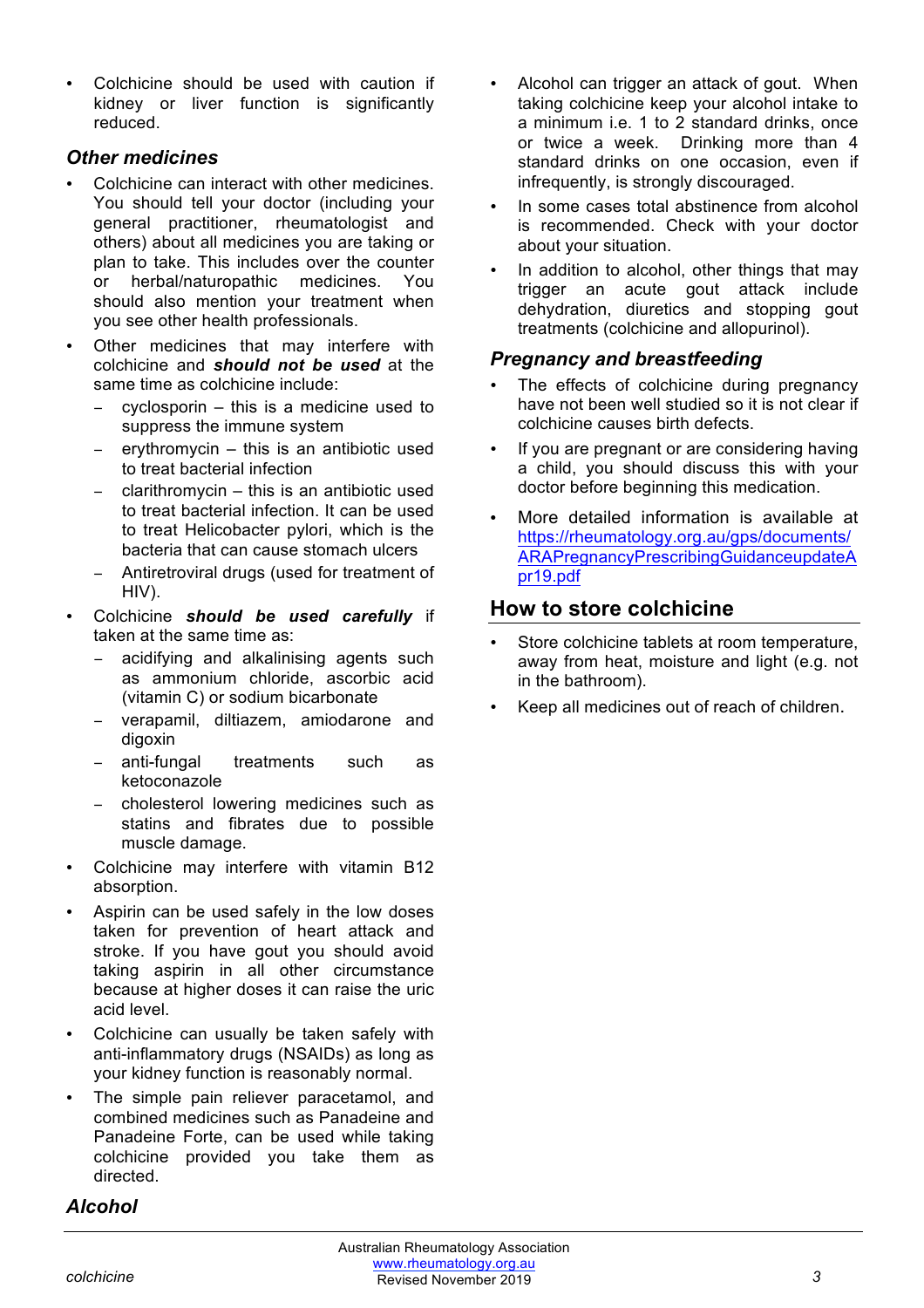- Colchicine should be used with caution if kidney or liver function is significantly reduced.

### *Other medicines*

- Colchicine can interact with other medicines. You should tell your doctor (including your general practitioner, rheumatologist and others) about all medicines you are taking or plan to take. This includes over the counter or herbal/naturopathic medicines. You should also mention your treatment when you see other health professionals.
- Other medicines that may interfere with colchicine and ***should not be used*** at the same time as colchicine include:
  - cyclosporin – this is a medicine used to suppress the immune system
  - erythromycin – this is an antibiotic used to treat bacterial infection
  - clarithromycin – this is an antibiotic used to treat bacterial infection. It can be used to treat Helicobacter pylori, which is the bacteria that can cause stomach ulcers
  - Antiretroviral drugs (used for treatment of HIV).
- Colchicine ***should be used carefully*** if taken at the same time as:
  - acidifying and alkalinising agents such as ammonium chloride, ascorbic acid (vitamin C) or sodium bicarbonate
  - verapamil, diltiazem, amiodarone and digoxin
  - anti-fungal treatments such as ketoconazole
  - cholesterol lowering medicines such as statins and fibrates due to possible muscle damage.
- Colchicine may interfere with vitamin B12 absorption.
- Aspirin can be used safely in the low doses taken for prevention of heart attack and stroke. If you have gout you should avoid taking aspirin in all other circumstance because at higher doses it can raise the uric acid level.
- Colchicine can usually be taken safely with anti-inflammatory drugs (NSAIDs) as long as your kidney function is reasonably normal.
- The simple pain reliever paracetamol, and combined medicines such as Panadeine and Panadeine Forte, can be used while taking colchicine provided you take them as directed.

### *Alcohol*

- Alcohol can trigger an attack of gout. When taking colchicine keep your alcohol intake to a minimum i.e. 1 to 2 standard drinks, once or twice a week. Drinking more than 4 standard drinks on one occasion, even if infrequently, is strongly discouraged.
- In some cases total abstinence from alcohol is recommended. Check with your doctor about your situation.
- In addition to alcohol, other things that may trigger an acute gout attack include dehydration, diuretics and stopping gout treatments (colchicine and allopurinol).

### *Pregnancy and breastfeeding*

- The effects of colchicine during pregnancy have not been well studied so it is not clear if colchicine causes birth defects.
- If you are pregnant or are considering having a child, you should discuss this with your doctor before beginning this medication.
- More detailed information is available at https://rheumatology.org.au/gps/documents/ARAPregnancyPrescribingGuidanceupdateApr19.pdf

## How to store colchicine

- Store colchicine tablets at room temperature, away from heat, moisture and light (e.g. not in the bathroom).
- Keep all medicines out of reach of children.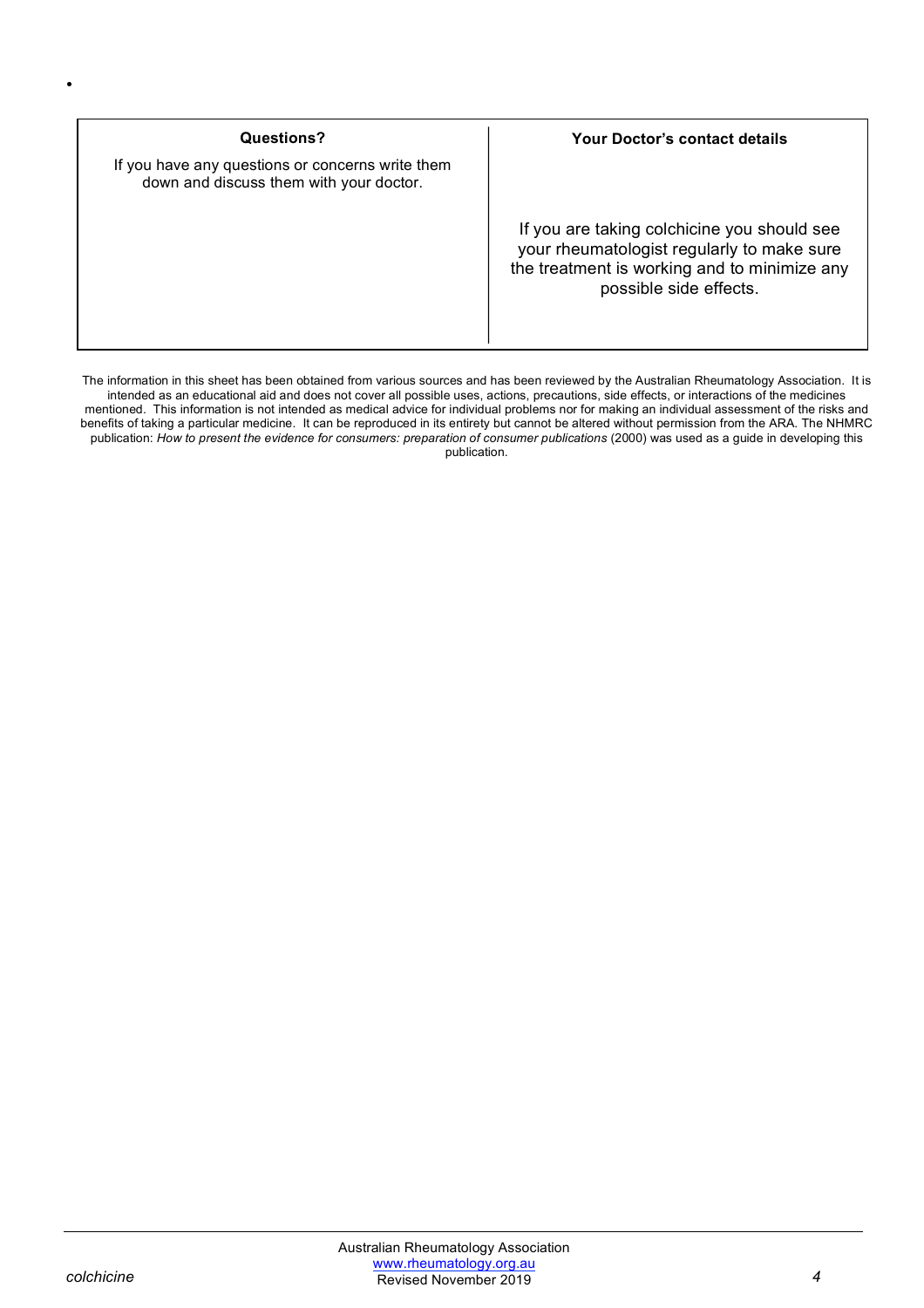| **Questions?** | **Your Doctor's contact details** |
| --- | --- |
| If you have any questions or concerns write them down and discuss them with your doctor. | If you are taking colchicine you should see your rheumatologist regularly to make sure the treatment is working and to minimize any possible side effects. |

The information in this sheet has been obtained from various sources and has been reviewed by the Australian Rheumatology Association. It is intended as an educational aid and does not cover all possible uses, actions, precautions, side effects, or interactions of the medicines mentioned. This information is not intended as medical advice for individual problems nor for making an individual assessment of the risks and benefits of taking a particular medicine. It can be reproduced in its entirety but cannot be altered without permission from the ARA. The NHMRC publication: *How to present the evidence for consumers: preparation of consumer publications* (2000) was used as a guide in developing this publication.